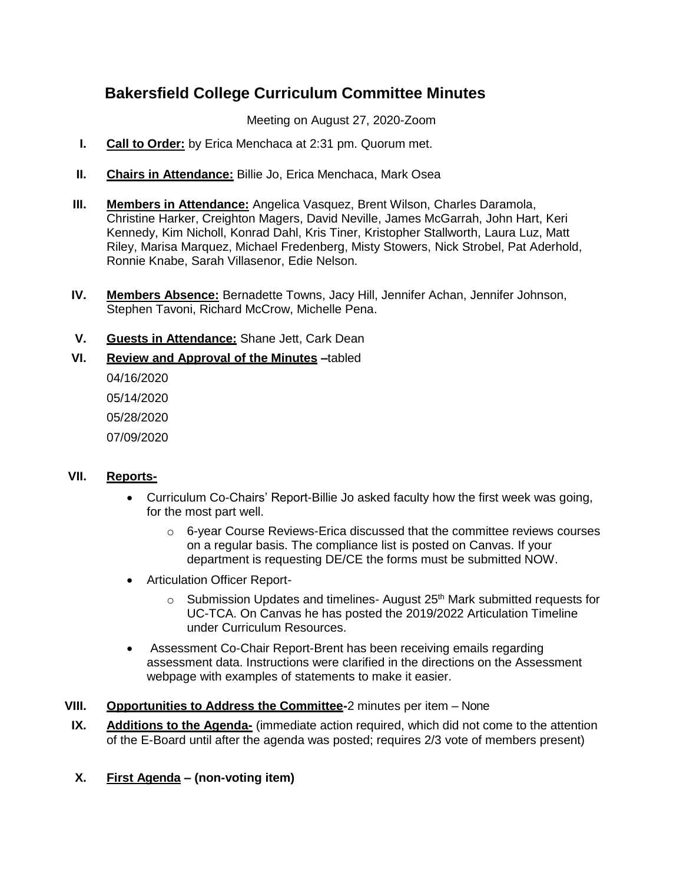# Bakersfield College Curriculum Committee Minutes

Meeting on August 27, 2020-Zoom

I. **Call to Order:** by Erica Menchaca at 2:31 pm. Quorum met.

II. **Chairs in Attendance:** Billie Jo, Erica Menchaca, Mark Osea

III. **Members in Attendance:** Angelica Vasquez, Brent Wilson, Charles Daramola, Christine Harker, Creighton Magers, David Neville, James McGarrah, John Hart, Keri Kennedy, Kim Nicholl, Konrad Dahl, Kris Tiner, Kristopher Stallworth, Laura Luz, Matt Riley, Marisa Marquez, Michael Fredenberg, Misty Stowers, Nick Strobel, Pat Aderhold, Ronnie Knabe, Sarah Villasenor, Edie Nelson.

IV. **Members Absence:** Bernadette Towns, Jacy Hill, Jennifer Achan, Jennifer Johnson, Stephen Tavoni, Richard McCrow, Michelle Pena.

V. **Guests in Attendance:** Shane Jett, Cark Dean

VI. **Review and Approval of the Minutes** –tabled

04/16/2020

05/14/2020

05/28/2020

07/09/2020

VII. **Reports-**

- Curriculum Co-Chairs' Report-Billie Jo asked faculty how the first week was going, for the most part well.
  - 6-year Course Reviews-Erica discussed that the committee reviews courses on a regular basis. The compliance list is posted on Canvas. If your department is requesting DE/CE the forms must be submitted NOW.
- Articulation Officer Report-
  - Submission Updates and timelines- August 25th Mark submitted requests for UC-TCA. On Canvas he has posted the 2019/2022 Articulation Timeline under Curriculum Resources.
- Assessment Co-Chair Report-Brent has been receiving emails regarding assessment data. Instructions were clarified in the directions on the Assessment webpage with examples of statements to make it easier.

VIII. **Opportunities to Address the Committee-**2 minutes per item – None

IX. **Additions to the Agenda-** (immediate action required, which did not come to the attention of the E-Board until after the agenda was posted; requires 2/3 vote of members present)

X. **First Agenda – (non-voting item)**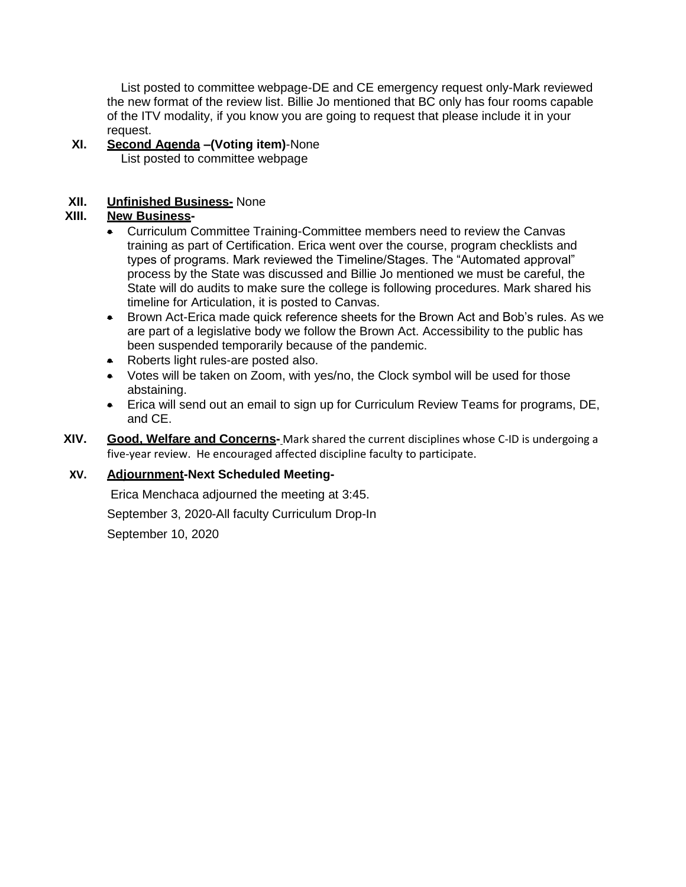List posted to committee webpage-DE and CE emergency request only-Mark reviewed the new format of the review list. Billie Jo mentioned that BC only has four rooms capable of the ITV modality, if you know you are going to request that please include it in your request.

**XI. Second Agenda –(Voting item)**-None

List posted to committee webpage

**XII. Unfinished Business-** None

**XIII. New Business-**

- Curriculum Committee Training-Committee members need to review the Canvas training as part of Certification. Erica went over the course, program checklists and types of programs. Mark reviewed the Timeline/Stages. The "Automated approval" process by the State was discussed and Billie Jo mentioned we must be careful, the State will do audits to make sure the college is following procedures. Mark shared his timeline for Articulation, it is posted to Canvas.
- Brown Act-Erica made quick reference sheets for the Brown Act and Bob's rules. As we are part of a legislative body we follow the Brown Act. Accessibility to the public has been suspended temporarily because of the pandemic.
- Roberts light rules-are posted also.
- Votes will be taken on Zoom, with yes/no, the Clock symbol will be used for those abstaining.
- Erica will send out an email to sign up for Curriculum Review Teams for programs, DE, and CE.

**XIV. Good, Welfare and Concerns-** Mark shared the current disciplines whose C-ID is undergoing a five-year review. He encouraged affected discipline faculty to participate.

**XV. Adjournment-Next Scheduled Meeting-**

Erica Menchaca adjourned the meeting at 3:45.

September 3, 2020-All faculty Curriculum Drop-In

September 10, 2020